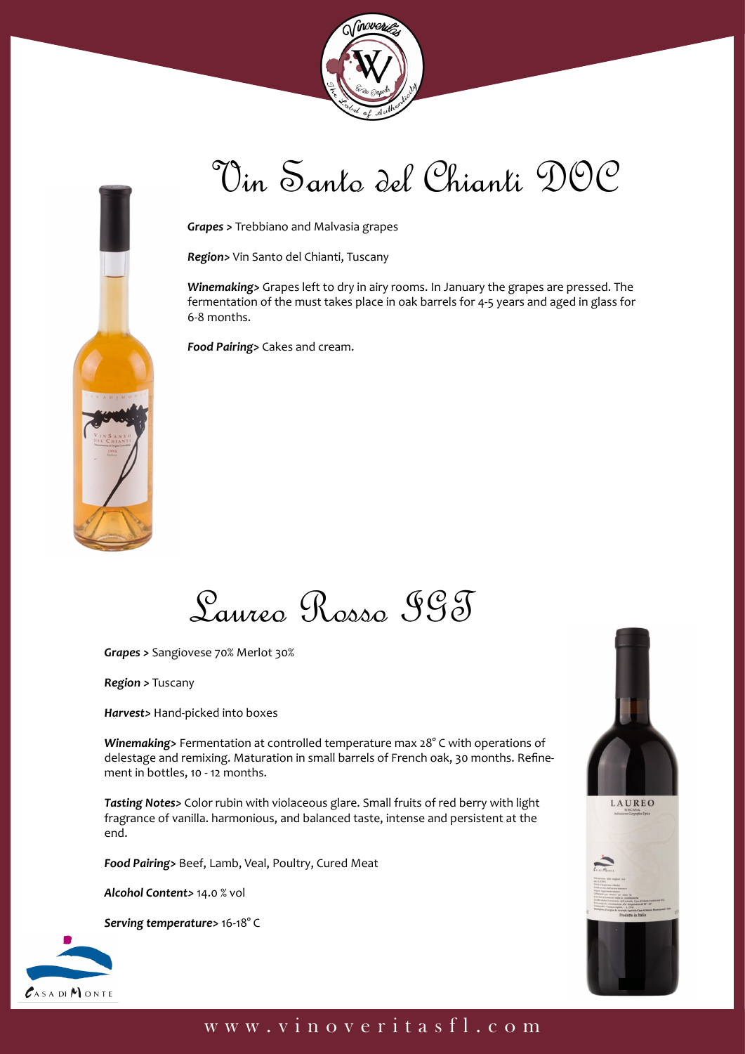# Vin Santo del Chianti DOC

***Grapes >*** Trebbiano and Malvasia grapes

***Region>*** Vin Santo del Chianti, Tuscany

***Winemaking>*** Grapes left to dry in airy rooms. In January the grapes are pressed. The fermentation of the must takes place in oak barrels for 4-5 years and aged in glass for 6-8 months.

***Food Pairing>*** Cakes and cream.

# Laureo Rosso IGT

***Grapes >*** Sangiovese 70% Merlot 30%

***Region >*** Tuscany

***Harvest>*** Hand-picked into boxes

***Winemaking>*** Fermentation at controlled temperature max 28° C with operations of delestage and remixing. Maturation in small barrels of French oak, 30 months. Refinement in bottles, 10 - 12 months.

***Tasting Notes>*** Color rubin with violaceous glare. Small fruits of red berry with light fragrance of vanilla. harmonious, and balanced taste, intense and persistent at the end.

***Food Pairing>*** Beef, Lamb, Veal, Poultry, Cured Meat

***Alcohol Content>*** 14.0 % vol

***Serving temperature>*** 16-18° C

CASA DI MONTE

www.vinoveritasfl.com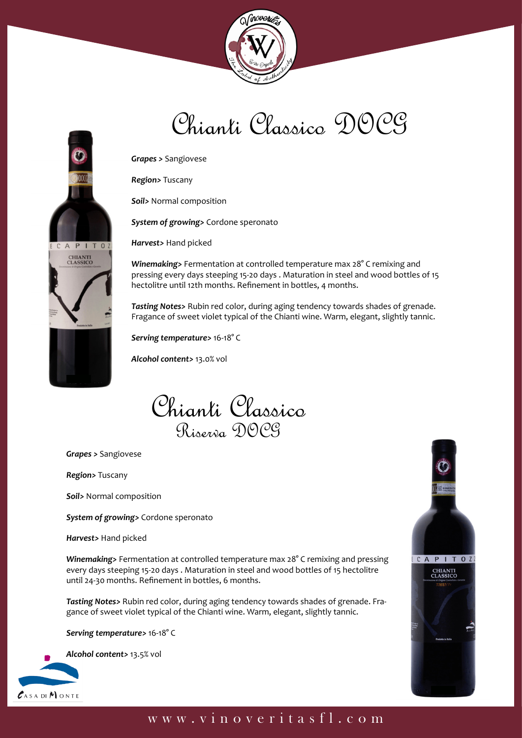# Chianti Classico DOCG

***Grapes >*** Sangiovese

***Region>*** Tuscany

***Soil>*** Normal composition

***System of growing>*** Cordone speronato

***Harvest>*** Hand picked

***Winemaking>*** Fermentation at controlled temperature max 28° C remixing and pressing every days steeping 15-20 days . Maturation in steel and wood bottles of 15 hectolitre until 12th months. Refinement in bottles, 4 months.

***Tasting Notes>*** Rubin red color, during aging tendency towards shades of grenade. Fragance of sweet violet typical of the Chianti wine. Warm, elegant, slightly tannic.

***Serving temperature>*** 16-18° C

***Alcohol content>*** 13.0% vol

# Chianti Classico
## Riserva DOCG

***Grapes >*** Sangiovese

***Region>*** Tuscany

***Soil>*** Normal composition

***System of growing>*** Cordone speronato

***Harvest>*** Hand picked

***Winemaking>*** Fermentation at controlled temperature max 28° C remixing and pressing every days steeping 15-20 days . Maturation in steel and wood bottles of 15 hectolitre until 24-30 months. Refinement in bottles, 6 months.

***Tasting Notes>*** Rubin red color, during aging tendency towards shades of grenade. Fragance of sweet violet typical of the Chianti wine. Warm, elegant, slightly tannic.

***Serving temperature>*** 16-18° C

***Alcohol content>*** 13.5% vol

CASA DI MONTE

www.vinoveritasfl.com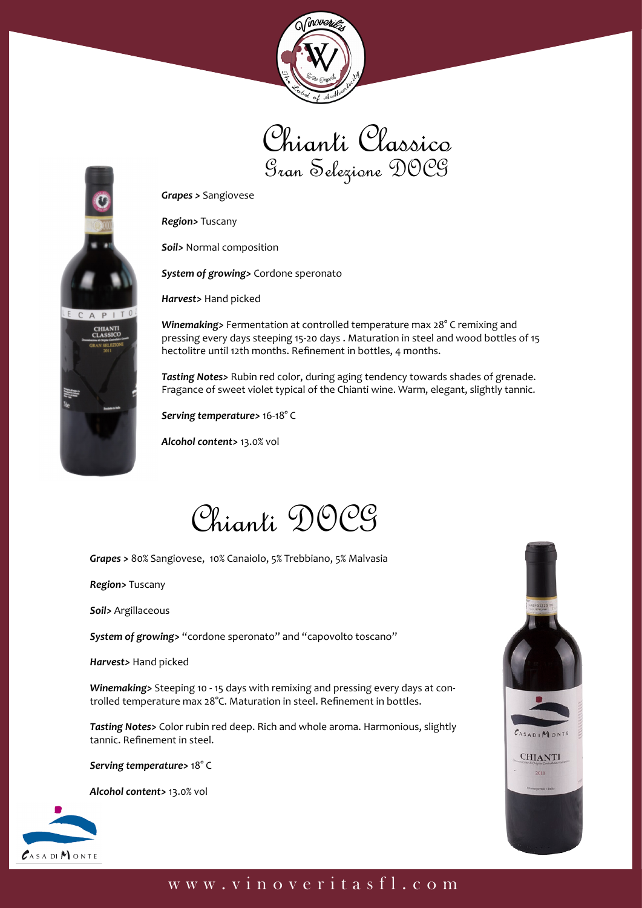# Chianti Classico
## Gran Selezione DOCG

***Grapes >*** Sangiovese

***Region>*** Tuscany

***Soil>*** Normal composition

***System of growing>*** Cordone speronato

***Harvest>*** Hand picked

***Winemaking>*** Fermentation at controlled temperature max 28° C remixing and pressing every days steeping 15-20 days . Maturation in steel and wood bottles of 15 hectolitre until 12th months. Refinement in bottles, 4 months.

***Tasting Notes>*** Rubin red color, during aging tendency towards shades of grenade. Fragance of sweet violet typical of the Chianti wine. Warm, elegant, slightly tannic.

***Serving temperature>*** 16-18° C

***Alcohol content>*** 13.0% vol

# Chianti DOCG

***Grapes >*** 80% Sangiovese, 10% Canaiolo, 5% Trebbiano, 5% Malvasia

***Region>*** Tuscany

***Soil>*** Argillaceous

***System of growing>*** "cordone speronato" and "capovolto toscano"

***Harvest>*** Hand picked

***Winemaking>*** Steeping 10 - 15 days with remixing and pressing every days at controlled temperature max 28°C. Maturation in steel. Refinement in bottles.

***Tasting Notes>*** Color rubin red deep. Rich and whole aroma. Harmonious, slightly tannic. Refinement in steel.

***Serving temperature>*** 18° C

***Alcohol content>*** 13.0% vol

Casa di Monte

www.vinoveritasfl.com